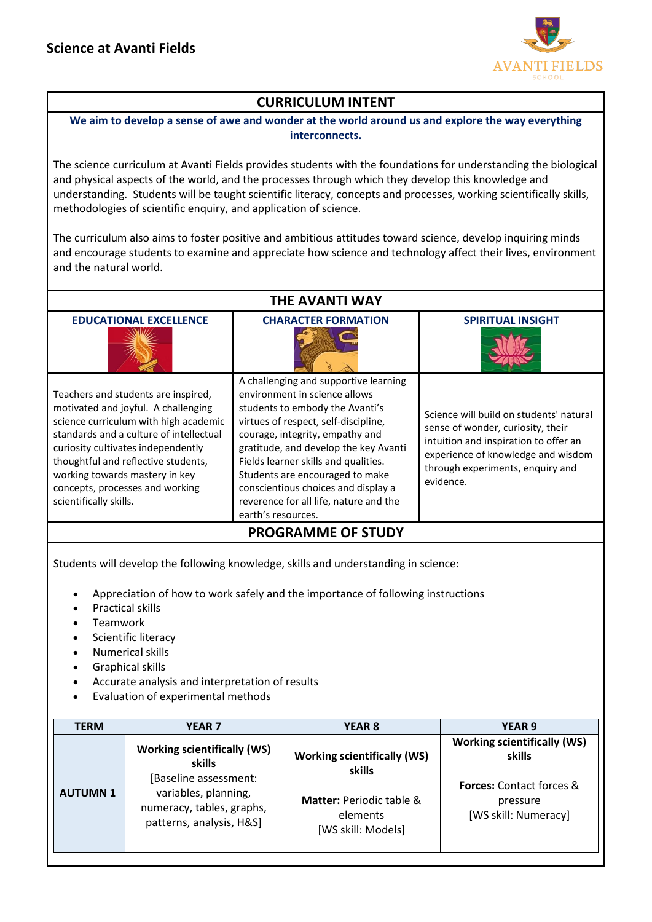# Science at Avanti Fields

## CURRICULUM INTENT

**We aim to develop a sense of awe and wonder at the world around us and explore the way everything interconnects.**

The science curriculum at Avanti Fields provides students with the foundations for understanding the biological and physical aspects of the world, and the processes through which they develop this knowledge and understanding. Students will be taught scientific literacy, concepts and processes, working scientifically skills, methodologies of scientific enquiry, and application of science.

The curriculum also aims to foster positive and ambitious attitudes toward science, develop inquiring minds and encourage students to examine and appreciate how science and technology affect their lives, environment and the natural world.

## THE AVANTI WAY

| EDUCATIONAL EXCELLENCE | CHARACTER FORMATION | SPIRITUAL INSIGHT |
|---|---|---|
| Teachers and students are inspired, motivated and joyful. A challenging science curriculum with high academic standards and a culture of intellectual curiosity cultivates independently thoughtful and reflective students, working towards mastery in key concepts, processes and working scientifically skills. | A challenging and supportive learning environment in science allows students to embody the Avanti's virtues of respect, self-discipline, courage, integrity, empathy and gratitude, and develop the key Avanti Fields learner skills and qualities. Students are encouraged to make conscientious choices and display a reverence for all life, nature and the earth's resources. | Science will build on students' natural sense of wonder, curiosity, their intuition and inspiration to offer an experience of knowledge and wisdom through experiments, enquiry and evidence. |

## PROGRAMME OF STUDY

Students will develop the following knowledge, skills and understanding in science:

- Appreciation of how to work safely and the importance of following instructions
- Practical skills
- Teamwork
- Scientific literacy
- Numerical skills
- Graphical skills
- Accurate analysis and interpretation of results
- Evaluation of experimental methods

| TERM | YEAR 7 | YEAR 8 | YEAR 9 |
|---|---|---|---|
| **AUTUMN 1** | **Working scientifically (WS) skills** [Baseline assessment: variables, planning, numeracy, tables, graphs, patterns, analysis, H&S] | **Working scientifically (WS) skills** **Matter:** Periodic table & elements [WS skill: Models] | **Working scientifically (WS) skills** **Forces:** Contact forces & pressure [WS skill: Numeracy] |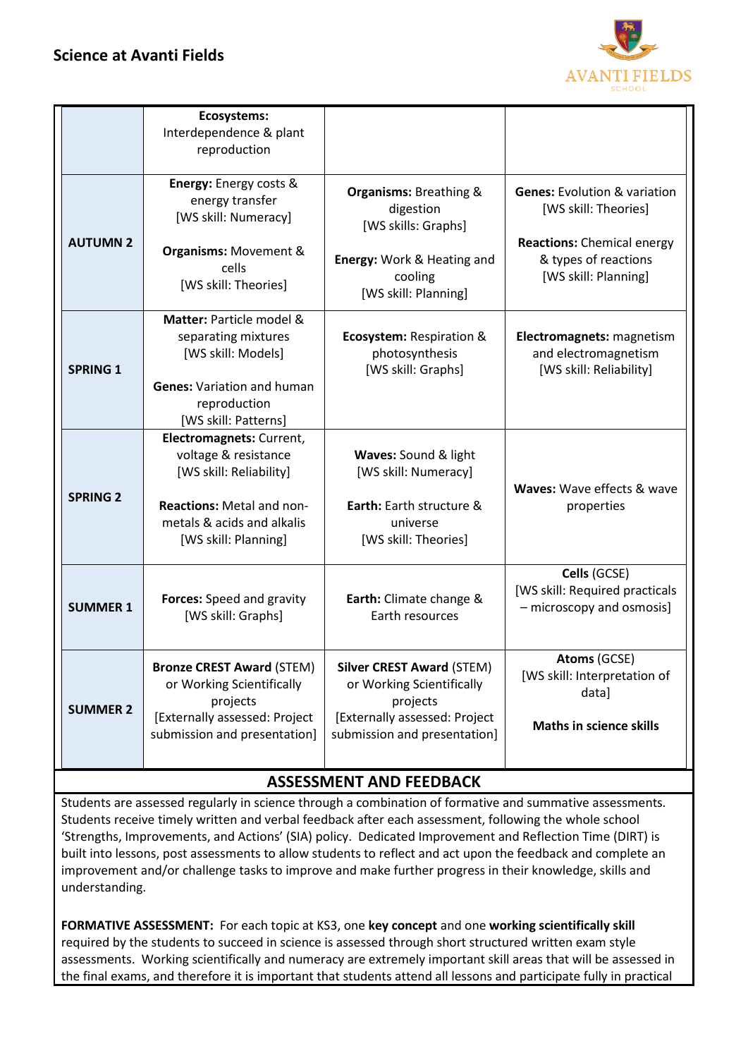## Science at Avanti Fields

| | | | |
|---|---|---|---|
| | **Ecosystems:** Interdependence & plant reproduction | | |
| **AUTUMN 2** | **Energy:** Energy costs & energy transfer [WS skill: Numeracy]<br><br>**Organisms:** Movement & cells [WS skill: Theories] | **Organisms:** Breathing & digestion [WS skills: Graphs]<br><br>**Energy:** Work & Heating and cooling [WS skill: Planning] | **Genes:** Evolution & variation [WS skill: Theories]<br><br>**Reactions:** Chemical energy & types of reactions [WS skill: Planning] |
| **SPRING 1** | **Matter:** Particle model & separating mixtures [WS skill: Models]<br><br>**Genes:** Variation and human reproduction [WS skill: Patterns] | **Ecosystem:** Respiration & photosynthesis [WS skill: Graphs] | **Electromagnets:** magnetism and electromagnetism [WS skill: Reliability] |
| **SPRING 2** | **Electromagnets:** Current, voltage & resistance [WS skill: Reliability]<br><br>**Reactions:** Metal and non-metals & acids and alkalis [WS skill: Planning] | **Waves:** Sound & light [WS skill: Numeracy]<br><br>**Earth:** Earth structure & universe [WS skill: Theories] | **Waves:** Wave effects & wave properties |
| **SUMMER 1** | **Forces:** Speed and gravity [WS skill: Graphs] | **Earth:** Climate change & Earth resources | **Cells** (GCSE) [WS skill: Required practicals – microscopy and osmosis] |
| **SUMMER 2** | **Bronze CREST Award** (STEM) or Working Scientifically projects [Externally assessed: Project submission and presentation] | **Silver CREST Award** (STEM) or Working Scientifically projects [Externally assessed: Project submission and presentation] | **Atoms** (GCSE) [WS skill: Interpretation of data]<br><br>**Maths in science skills** |

## ASSESSMENT AND FEEDBACK

Students are assessed regularly in science through a combination of formative and summative assessments. Students receive timely written and verbal feedback after each assessment, following the whole school 'Strengths, Improvements, and Actions' (SIA) policy. Dedicated Improvement and Reflection Time (DIRT) is built into lessons, post assessments to allow students to reflect and act upon the feedback and complete an improvement and/or challenge tasks to improve and make further progress in their knowledge, skills and understanding.

**FORMATIVE ASSESSMENT:** For each topic at KS3, one **key concept** and one **working scientifically skill** required by the students to succeed in science is assessed through short structured written exam style assessments. Working scientifically and numeracy are extremely important skill areas that will be assessed in the final exams, and therefore it is important that students attend all lessons and participate fully in practical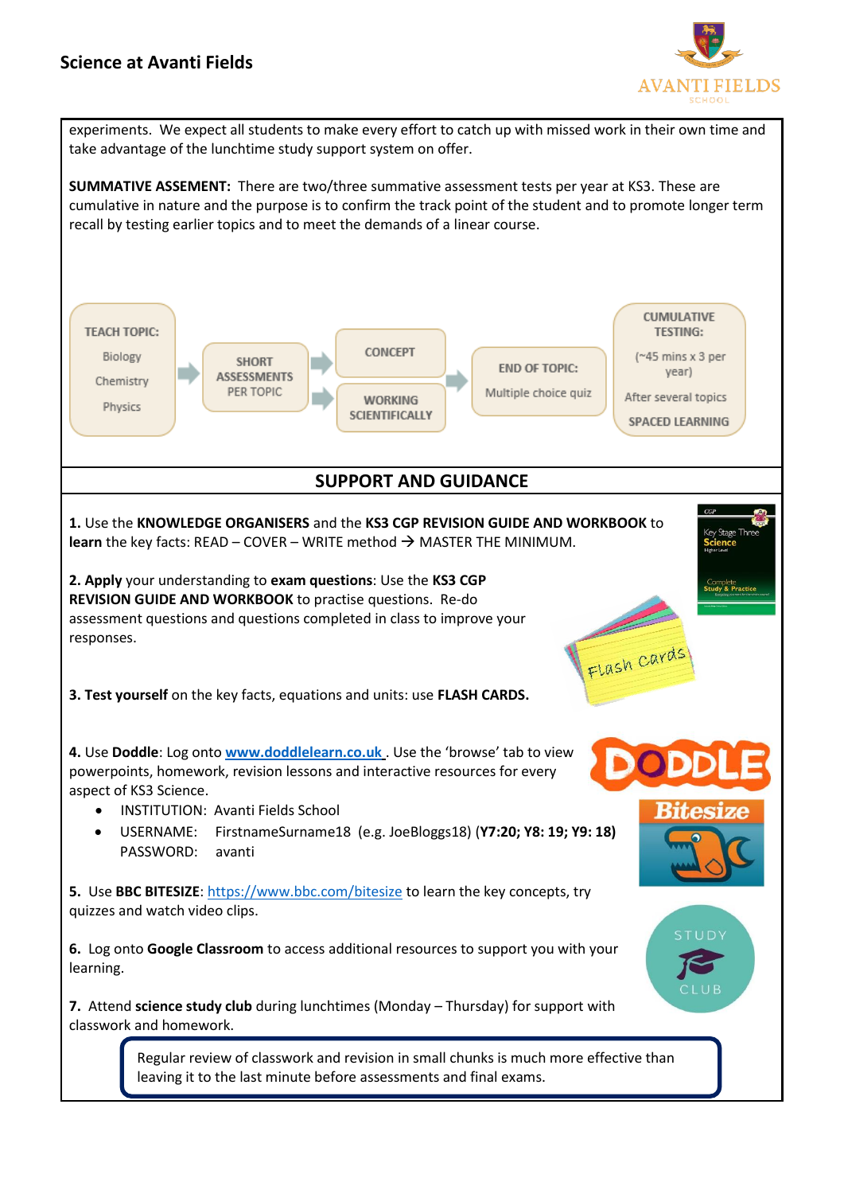experiments. We expect all students to make every effort to catch up with missed work in their own time and take advantage of the lunchtime study support system on offer.

**SUMMATIVE ASSESEMENT:** There are two/three summative assessment tests per year at KS3. These are cumulative in nature and the purpose is to confirm the track point of the student and to promote longer term recall by testing earlier topics and to meet the demands of a linear course.

TEACH TOPIC: Biology, Chemistry, Physics → SHORT ASSESSMENTS PER TOPIC → CONCEPT / WORKING SCIENTIFICALLY → END OF TOPIC: Multiple choice quiz → CUMULATIVE TESTING: (~45 mins x 3 per year) After several topics SPACED LEARNING

## SUPPORT AND GUIDANCE

**1.** Use the **KNOWLEDGE ORGANISERS** and the **KS3 CGP REVISION GUIDE AND WORKBOOK** to **learn** the key facts: READ – COVER – WRITE method → MASTER THE MINIMUM.

**2. Apply** your understanding to **exam questions**: Use the **KS3 CGP REVISION GUIDE AND WORKBOOK** to practise questions. Re-do assessment questions and questions completed in class to improve your responses.

**3. Test yourself** on the key facts, equations and units: use **FLASH CARDS.**

**4.** Use **Doddle**: Log onto **www.doddlelearn.co.uk** . Use the 'browse' tab to view powerpoints, homework, revision lessons and interactive resources for every aspect of KS3 Science.

- INSTITUTION: Avanti Fields School
- USERNAME: FirstnameSurname18 (e.g. JoeBloggs18) **(Y7:20; Y8: 19; Y9: 18)**
  PASSWORD: avanti

**5.** Use **BBC BITESIZE**: https://www.bbc.com/bitesize to learn the key concepts, try quizzes and watch video clips.

**6.** Log onto **Google Classroom** to access additional resources to support you with your learning.

**7.** Attend **science study club** during lunchtimes (Monday – Thursday) for support with classwork and homework.

Regular review of classwork and revision in small chunks is much more effective than leaving it to the last minute before assessments and final exams.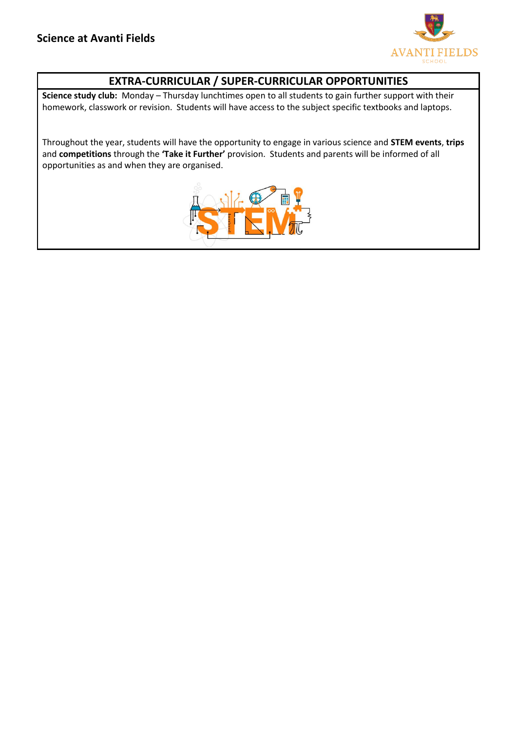Science at Avanti Fields

## EXTRA-CURRICULAR / SUPER-CURRICULAR OPPORTUNITIES

**Science study club:** Monday – Thursday lunchtimes open to all students to gain further support with their homework, classwork or revision. Students will have access to the subject specific textbooks and laptops.

Throughout the year, students will have the opportunity to engage in various science and **STEM events**, **trips** and **competitions** through the **'Take it Further'** provision. Students and parents will be informed of all opportunities as and when they are organised.